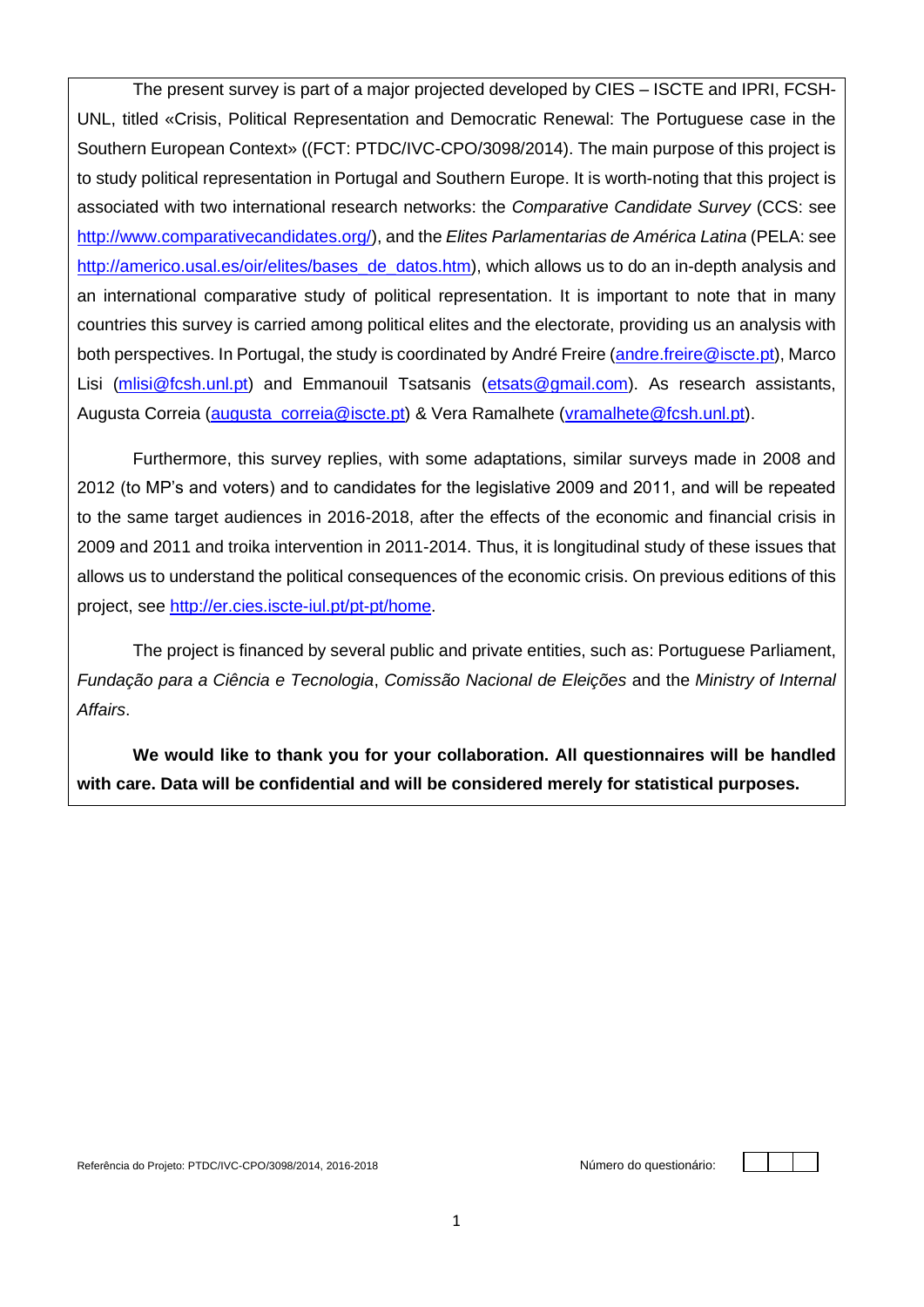The present survey is part of a major projected developed by CIES – ISCTE and IPRI, FCSH-UNL, titled «Crisis, Political Representation and Democratic Renewal: The Portuguese case in the Southern European Context» ((FCT: PTDC/IVC-CPO/3098/2014). The main purpose of this project is to study political representation in Portugal and Southern Europe. It is worth-noting that this project is associated with two international research networks: the *Comparative Candidate Survey* (CCS: see http://www.comparativecandidates.org/), and the *Elites Parlamentarias de América Latina* (PELA: see http://americo.usal.es/oir/elites/bases_de_datos.htm), which allows us to do an in-depth analysis and an international comparative study of political representation. It is important to note that in many countries this survey is carried among political elites and the electorate, providing us an analysis with both perspectives. In Portugal, the study is coordinated by André Freire (andre.freire@iscte.pt), Marco Lisi (mlisi@fcsh.unl.pt) and Emmanouil Tsatsanis (etsats@gmail.com). As research assistants, Augusta Correia (augusta_correia@iscte.pt) & Vera Ramalhete (vramalhete@fcsh.unl.pt).

Furthermore, this survey replies, with some adaptations, similar surveys made in 2008 and 2012 (to MP's and voters) and to candidates for the legislative 2009 and 2011, and will be repeated to the same target audiences in 2016-2018, after the effects of the economic and financial crisis in 2009 and 2011 and troika intervention in 2011-2014. Thus, it is longitudinal study of these issues that allows us to understand the political consequences of the economic crisis. On previous editions of this project, see http://er.cies.iscte-iul.pt/pt-pt/home.

The project is financed by several public and private entities, such as: Portuguese Parliament, *Fundação para a Ciência e Tecnologia*, *Comissão Nacional de Eleições* and the *Ministry of Internal Affairs*.

**We would like to thank you for your collaboration. All questionnaires will be handled with care. Data will be confidential and will be considered merely for statistical purposes.**

Referência do Projeto: PTDC/IVC-CPO/3098/2014, 2016-2018

Número do questionário: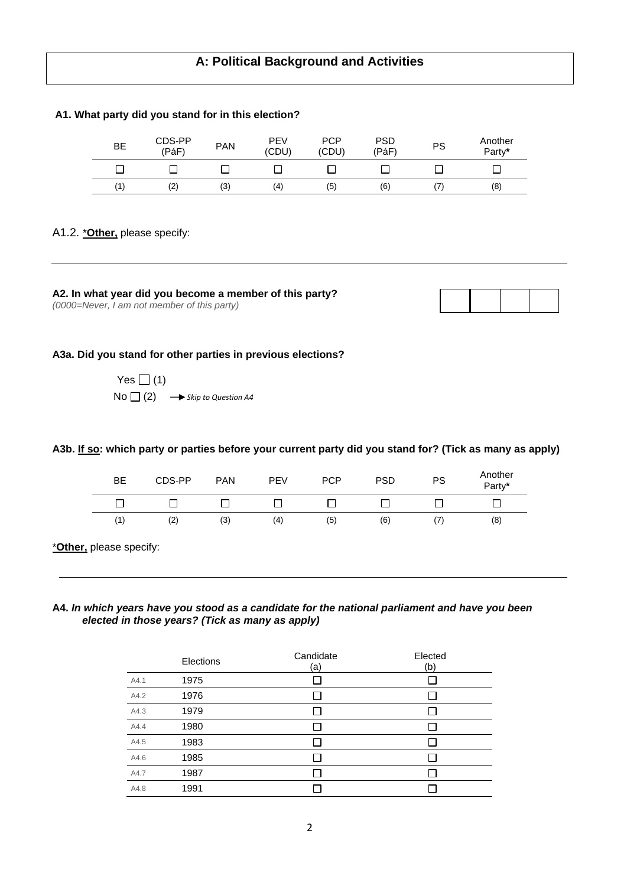## A: Political Background and Activities

**A1. What party did you stand for in this election?**

| BE | CDS-PP (PáF) | PAN | PEV (CDU) | PCP (CDU) | PSD (PáF) | PS | Another Party* |
|---|---|---|---|---|---|---|---|
| ☐ | ☐ | ☐ | ☐ | ☐ | ☐ | ☐ | ☐ |
| (1) | (2) | (3) | (4) | (5) | (6) | (7) | (8) |

A1.2. ***Other,** please specify:

---

**A2. In what year did you become a member of this party?**
*(0000=Never, I am not member of this party)*

| | | | |
|---|---|---|---|
| | | | |

**A3a. Did you stand for other parties in previous elections?**

Yes ☐ (1)
No ☐ (2) → *Skip to Question A4*

**A3b. If so: which party or parties before your current party did you stand for? (Tick as many as apply)**

| BE | CDS-PP | PAN | PEV | PCP | PSD | PS | Another Party* |
|---|---|---|---|---|---|---|---|
| ☐ | ☐ | ☐ | ☐ | ☐ | ☐ | ☐ | ☐ |
| (1) | (2) | (3) | (4) | (5) | (6) | (7) | (8) |

***Other,** please specify:

---

**A4. *In which years have you stood as a candidate for the national parliament and have you been elected in those years? (Tick as many as apply)***

| | Elections | Candidate (a) | Elected (b) |
|---|---|---|---|
| A4.1 | 1975 | ☐ | ☐ |
| A4.2 | 1976 | ☐ | ☐ |
| A4.3 | 1979 | ☐ | ☐ |
| A4.4 | 1980 | ☐ | ☐ |
| A4.5 | 1983 | ☐ | ☐ |
| A4.6 | 1985 | ☐ | ☐ |
| A4.7 | 1987 | ☐ | ☐ |
| A4.8 | 1991 | ☐ | ☐ |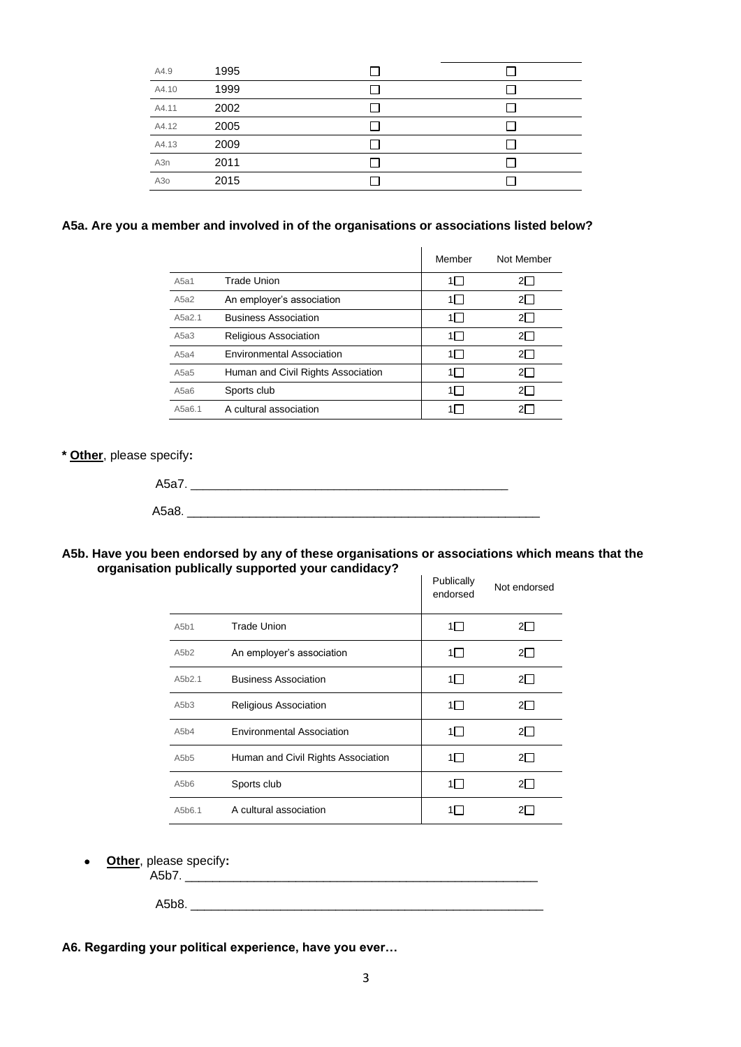| | | | |
|---|---|---|---|
| A4.9 | 1995 | ☐ | ☐ |
| A4.10 | 1999 | ☐ | ☐ |
| A4.11 | 2002 | ☐ | ☐ |
| A4.12 | 2005 | ☐ | ☐ |
| A4.13 | 2009 | ☐ | ☐ |
| A3n | 2011 | ☐ | ☐ |
| A3o | 2015 | ☐ | ☐ |

**A5a. Are you a member and involved in of the organisations or associations listed below?**

| | | Member | Not Member |
|---|---|---|---|
| A5a1 | Trade Union | 1☐ | 2☐ |
| A5a2 | An employer's association | 1☐ | 2☐ |
| A5a2.1 | Business Association | 1☐ | 2☐ |
| A5a3 | Religious Association | 1☐ | 2☐ |
| A5a4 | Environmental Association | 1☐ | 2☐ |
| A5a5 | Human and Civil Rights Association | 1☐ | 2☐ |
| A5a6 | Sports club | 1☐ | 2☐ |
| A5a6.1 | A cultural association | 1☐ | 2☐ |

**\* Other**, please specify**:**

A5a7. ______________________________________________

A5a8. ______________________________________________

**A5b. Have you been endorsed by any of these organisations or associations which means that the organisation publically supported your candidacy?**

| | | Publically endorsed | Not endorsed |
|---|---|---|---|
| A5b1 | Trade Union | 1☐ | 2☐ |
| A5b2 | An employer's association | 1☐ | 2☐ |
| A5b2.1 | Business Association | 1☐ | 2☐ |
| A5b3 | Religious Association | 1☐ | 2☐ |
| A5b4 | Environmental Association | 1☐ | 2☐ |
| A5b5 | Human and Civil Rights Association | 1☐ | 2☐ |
| A5b6 | Sports club | 1☐ | 2☐ |
| A5b6.1 | A cultural association | 1☐ | 2☐ |

- **Other**, please specify**:**

  A5b7. ______________________________________________

  A5b8. ______________________________________________

**A6. Regarding your political experience, have you ever…**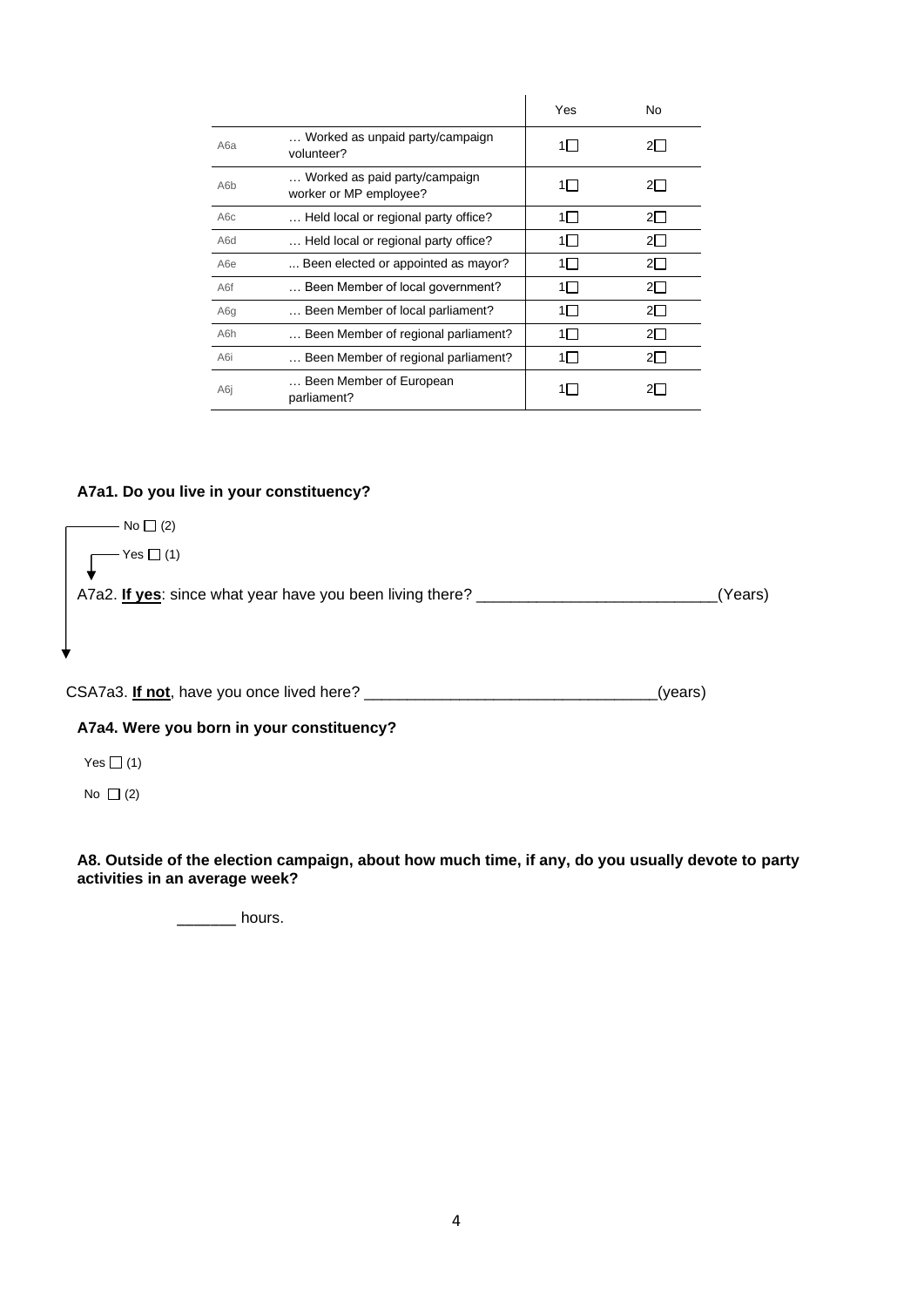| | | Yes | No |
|---|---|---|---|
| A6a | … Worked as unpaid party/campaign volunteer? | 1☐ | 2☐ |
| A6b | … Worked as paid party/campaign worker or MP employee? | 1☐ | 2☐ |
| A6c | … Held local or regional party office? | 1☐ | 2☐ |
| A6d | … Held local or regional party office? | 1☐ | 2☐ |
| A6e | ... Been elected or appointed as mayor? | 1☐ | 2☐ |
| A6f | … Been Member of local government? | 1☐ | 2☐ |
| A6g | … Been Member of local parliament? | 1☐ | 2☐ |
| A6h | … Been Member of regional parliament? | 1☐ | 2☐ |
| A6i | … Been Member of regional parliament? | 1☐ | 2☐ |
| A6j | … Been Member of European parliament? | 1☐ | 2☐ |

**A7a1. Do you live in your constituency?**

No ☐ (2)

Yes ☐ (1)

A7a2. **If yes**: since what year have you been living there? ___________________________(Years)

CSA7a3. **If not**, have you once lived here? _________________________________(years)

**A7a4. Were you born in your constituency?**

Yes ☐ (1)

No ☐ (2)

**A8. Outside of the election campaign, about how much time, if any, do you usually devote to party activities in an average week?**

_______ hours.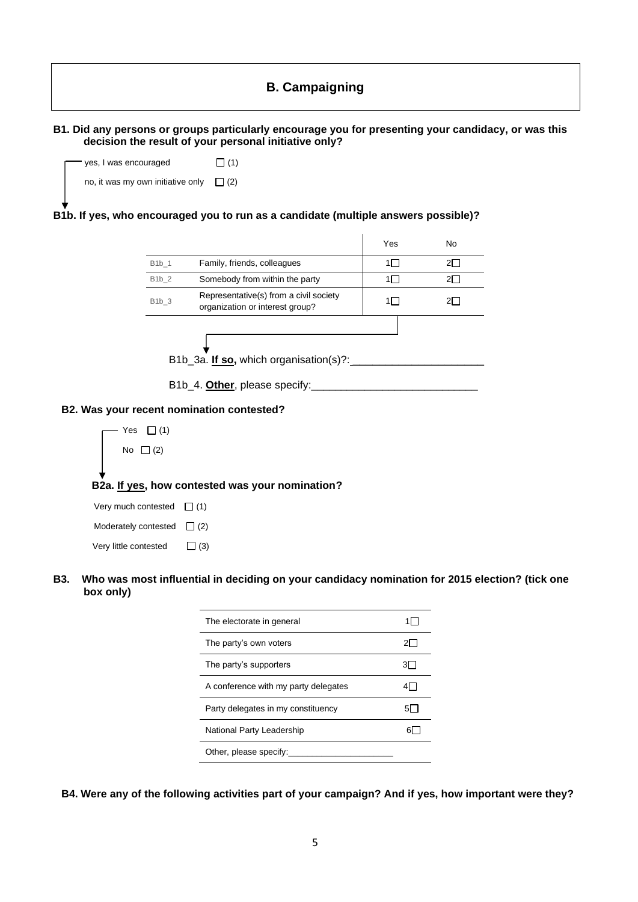# B. Campaigning

**B1. Did any persons or groups particularly encourage you for presenting your candidacy, or was this decision the result of your personal initiative only?**

- yes, I was encouraged ☐ (1)
- no, it was my own initiative only ☐ (2)

**B1b. If yes, who encouraged you to run as a candidate (multiple answers possible)?**

| | | Yes | No |
|---|---|---|---|
| B1b_1 | Family, friends, colleagues | 1☐ | 2☐ |
| B1b_2 | Somebody from within the party | 1☐ | 2☐ |
| B1b_3 | Representative(s) from a civil society organization or interest group? | 1☐ | 2☐ |

B1b_3a. **If so,** which organisation(s)?:______________________

B1b_4. **Other**, please specify:___________________________

**B2. Was your recent nomination contested?**

- Yes ☐ (1)
- No ☐ (2)

**B2a. If yes, how contested was your nomination?**

- Very much contested ☐ (1)
- Moderately contested ☐ (2)
- Very little contested ☐ (3)

**B3. Who was most influential in deciding on your candidacy nomination for 2015 election? (tick one box only)**

| | |
|---|---|
| The electorate in general | 1☐ |
| The party's own voters | 2☐ |
| The party's supporters | 3☐ |
| A conference with my party delegates | 4☐ |
| Party delegates in my constituency | 5☐ |
| National Party Leadership | 6☐ |
| Other, please specify:_____________________ | |

**B4. Were any of the following activities part of your campaign? And if yes, how important were they?**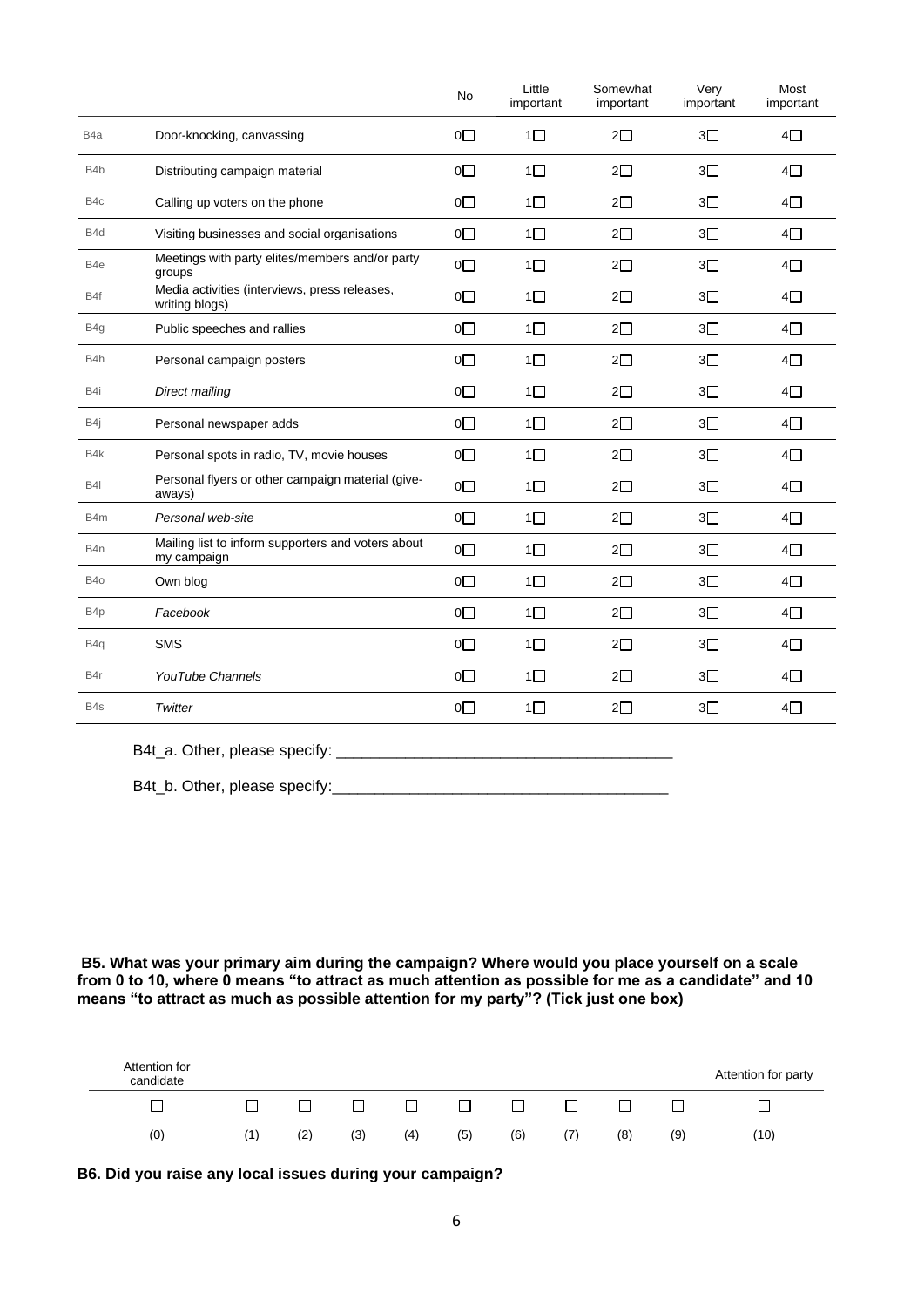| | | No | Little important | Somewhat important | Very important | Most important |
|---|---|---|---|---|---|---|
| B4a | Door-knocking, canvassing | 0☐ | 1☐ | 2☐ | 3☐ | 4☐ |
| B4b | Distributing campaign material | 0☐ | 1☐ | 2☐ | 3☐ | 4☐ |
| B4c | Calling up voters on the phone | 0☐ | 1☐ | 2☐ | 3☐ | 4☐ |
| B4d | Visiting businesses and social organisations | 0☐ | 1☐ | 2☐ | 3☐ | 4☐ |
| B4e | Meetings with party elites/members and/or party groups | 0☐ | 1☐ | 2☐ | 3☐ | 4☐ |
| B4f | Media activities (interviews, press releases, writing blogs) | 0☐ | 1☐ | 2☐ | 3☐ | 4☐ |
| B4g | Public speeches and rallies | 0☐ | 1☐ | 2☐ | 3☐ | 4☐ |
| B4h | Personal campaign posters | 0☐ | 1☐ | 2☐ | 3☐ | 4☐ |
| B4i | *Direct mailing* | 0☐ | 1☐ | 2☐ | 3☐ | 4☐ |
| B4j | Personal newspaper adds | 0☐ | 1☐ | 2☐ | 3☐ | 4☐ |
| B4k | Personal spots in radio, TV, movie houses | 0☐ | 1☐ | 2☐ | 3☐ | 4☐ |
| B4l | Personal flyers or other campaign material (give-aways) | 0☐ | 1☐ | 2☐ | 3☐ | 4☐ |
| B4m | *Personal web-site* | 0☐ | 1☐ | 2☐ | 3☐ | 4☐ |
| B4n | Mailing list to inform supporters and voters about my campaign | 0☐ | 1☐ | 2☐ | 3☐ | 4☐ |
| B4o | Own blog | 0☐ | 1☐ | 2☐ | 3☐ | 4☐ |
| B4p | *Facebook* | 0☐ | 1☐ | 2☐ | 3☐ | 4☐ |
| B4q | SMS | 0☐ | 1☐ | 2☐ | 3☐ | 4☐ |
| B4r | *YouTube Channels* | 0☐ | 1☐ | 2☐ | 3☐ | 4☐ |
| B4s | *Twitter* | 0☐ | 1☐ | 2☐ | 3☐ | 4☐ |

B4t_a. Other, please specify: ______________________________________

B4t_b. Other, please specify: ______________________________________

**B5. What was your primary aim during the campaign? Where would you place yourself on a scale from 0 to 10, where 0 means "to attract as much attention as possible for me as a candidate" and 10 means "to attract as much as possible attention for my party"? (Tick just one box)**

| Attention for candidate | | | | | | | | | | Attention for party |
|---|---|---|---|---|---|---|---|---|---|---|
| ☐ | ☐ | ☐ | ☐ | ☐ | ☐ | ☐ | ☐ | ☐ | ☐ | ☐ |
| (0) | (1) | (2) | (3) | (4) | (5) | (6) | (7) | (8) | (9) | (10) |

**B6. Did you raise any local issues during your campaign?**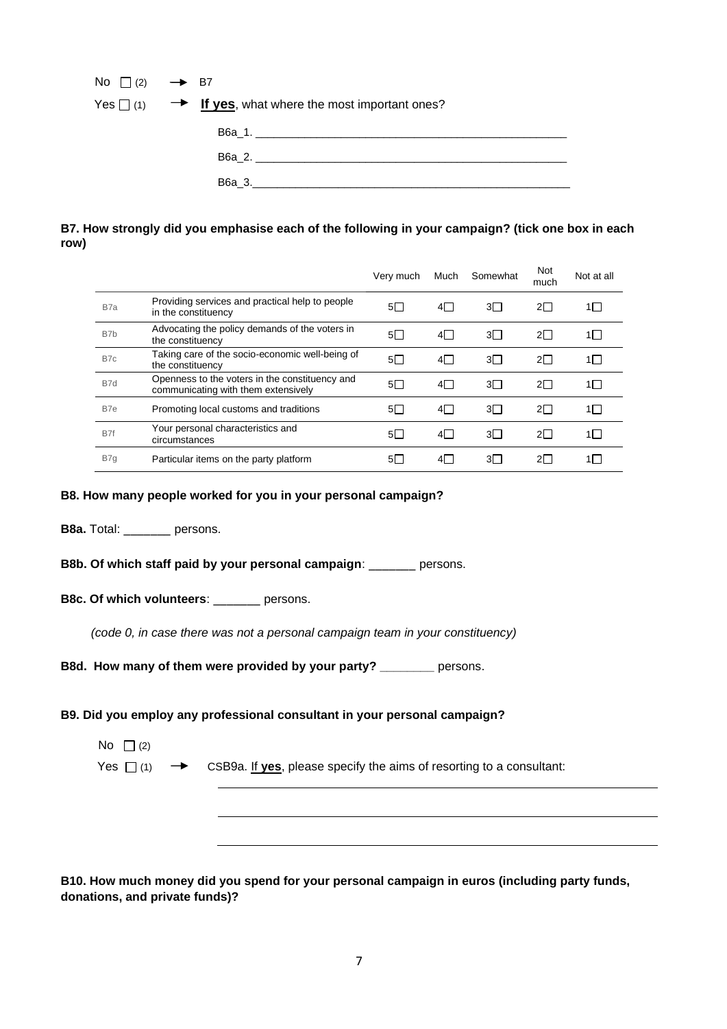No ☐ (2) → B7

Yes ☐ (1) → **If yes**, what where the most important ones?

B6a_1. ____________________________________________

B6a_2. ____________________________________________

B6a_3. ____________________________________________

**B7. How strongly did you emphasise each of the following in your campaign? (tick one box in each row)**

| | | Very much | Much | Somewhat | Not much | Not at all |
|---|---|---|---|---|---|---|
| B7a | Providing services and practical help to people in the constituency | 5☐ | 4☐ | 3☐ | 2☐ | 1☐ |
| B7b | Advocating the policy demands of the voters in the constituency | 5☐ | 4☐ | 3☐ | 2☐ | 1☐ |
| B7c | Taking care of the socio-economic well-being of the constituency | 5☐ | 4☐ | 3☐ | 2☐ | 1☐ |
| B7d | Openness to the voters in the constituency and communicating with them extensively | 5☐ | 4☐ | 3☐ | 2☐ | 1☐ |
| B7e | Promoting local customs and traditions | 5☐ | 4☐ | 3☐ | 2☐ | 1☐ |
| B7f | Your personal characteristics and circumstances | 5☐ | 4☐ | 3☐ | 2☐ | 1☐ |
| B7g | Particular items on the party platform | 5☐ | 4☐ | 3☐ | 2☐ | 1☐ |

**B8. How many people worked for you in your personal campaign?**

**B8a.** Total: _______ persons.

**B8b. Of which staff paid by your personal campaign**: _______ persons.

**B8c. Of which volunteers**: _______ persons.

*(code 0, in case there was not a personal campaign team in your constituency)*

**B8d. How many of them were provided by your party? ________** persons.

**B9. Did you employ any professional consultant in your personal campaign?**

No ☐ (2)

Yes ☐ (1) → CSB9a. If **yes**, please specify the aims of resorting to a consultant:

____________________________________________

____________________________________________

____________________________________________

**B10. How much money did you spend for your personal campaign in euros (including party funds, donations, and private funds)?**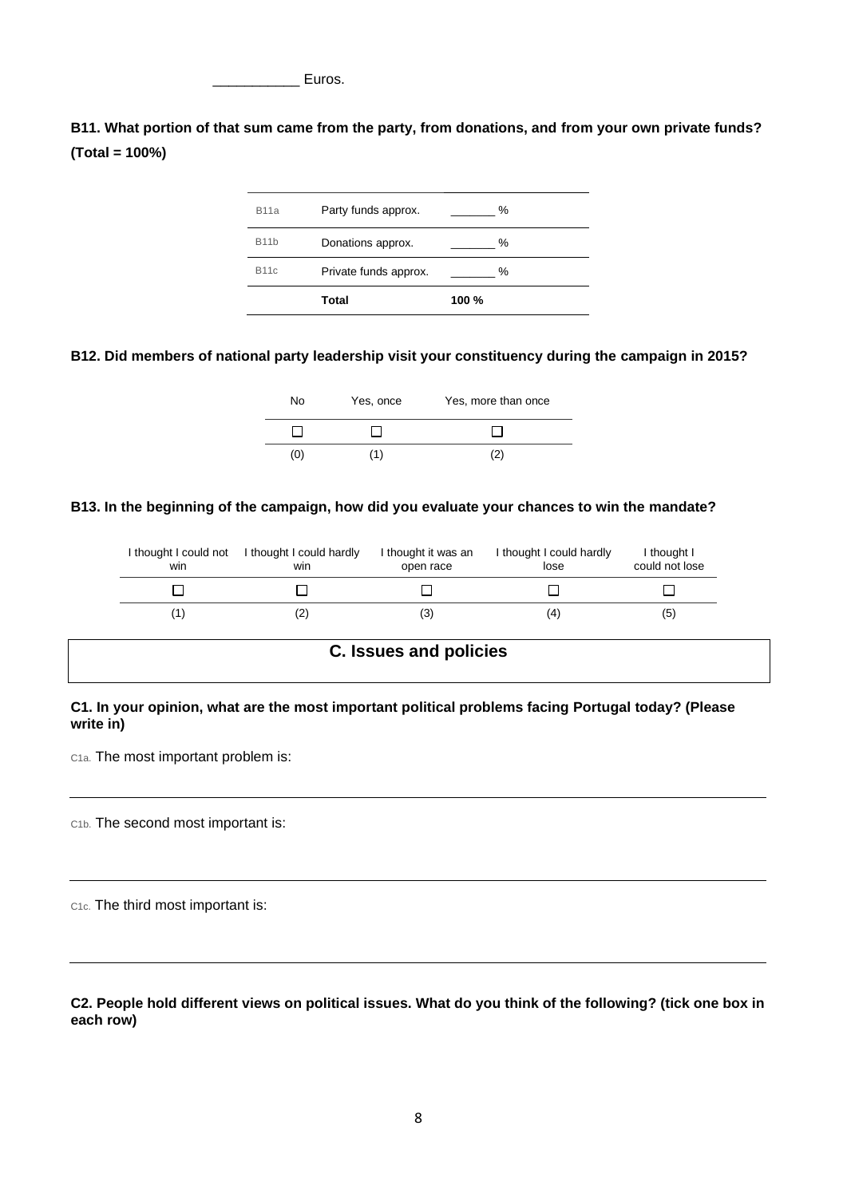___________ Euros.

**B11. What portion of that sum came from the party, from donations, and from your own private funds? (Total = 100%)**

| | | |
|---|---|---|
| B11a | Party funds approx. | _______ % |
| B11b | Donations approx. | _______ % |
| B11c | Private funds approx. | _______ % |
| | **Total** | **100 %** |

**B12. Did members of national party leadership visit your constituency during the campaign in 2015?**

| No | Yes, once | Yes, more than once |
|---|---|---|
| ☐ | ☐ | ☐ |
| (0) | (1) | (2) |

**B13. In the beginning of the campaign, how did you evaluate your chances to win the mandate?**

| I thought I could not win | I thought I could hardly win | I thought it was an open race | I thought I could hardly lose | I thought I could not lose |
|---|---|---|---|---|
| ☐ | ☐ | ☐ | ☐ | ☐ |
| (1) | (2) | (3) | (4) | (5) |

## C. Issues and policies

**C1. In your opinion, what are the most important political problems facing Portugal today? (Please write in)**

C1a. The most important problem is:

_______________________________________________

C1b. The second most important is:

_______________________________________________

C1c. The third most important is:

_______________________________________________

**C2. People hold different views on political issues. What do you think of the following? (tick one box in each row)**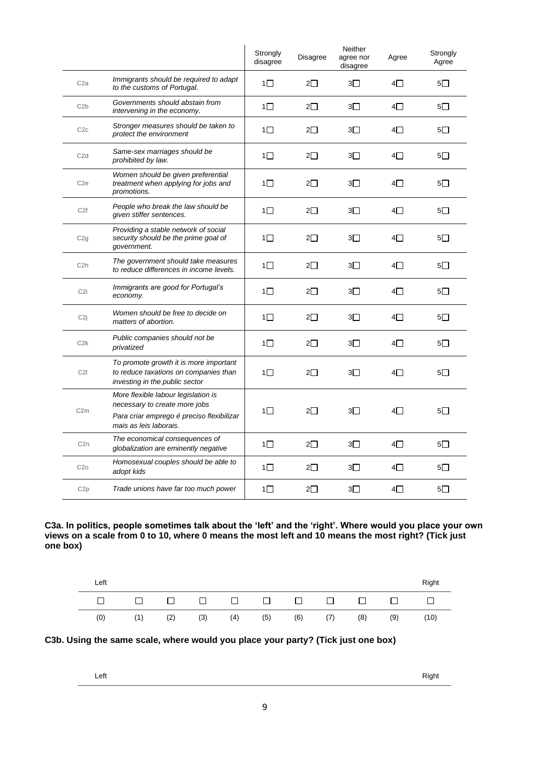| | | Strongly disagree | Disagree | Neither agree nor disagree | Agree | Strongly Agree |
|---|---|---|---|---|---|---|
| C2a | *Immigrants should be required to adapt to the customs of Portugal.* | 1☐ | 2☐ | 3☐ | 4☐ | 5☐ |
| C2b | *Governments should abstain from intervening in the economy.* | 1☐ | 2☐ | 3☐ | 4☐ | 5☐ |
| C2c | *Stronger measures should be taken to protect the environment* | 1☐ | 2☐ | 3☐ | 4☐ | 5☐ |
| C2d | *Same-sex marriages should be prohibited by law.* | 1☐ | 2☐ | 3☐ | 4☐ | 5☐ |
| C2e | *Women should be given preferential treatment when applying for jobs and promotions.* | 1☐ | 2☐ | 3☐ | 4☐ | 5☐ |
| C2f | *People who break the law should be given stiffer sentences.* | 1☐ | 2☐ | 3☐ | 4☐ | 5☐ |
| C2g | *Providing a stable network of social security should be the prime goal of government.* | 1☐ | 2☐ | 3☐ | 4☐ | 5☐ |
| C2h | *The government should take measures to reduce differences in income levels.* | 1☐ | 2☐ | 3☐ | 4☐ | 5☐ |
| C2i | *Immigrants are good for Portugal's economy.* | 1☐ | 2☐ | 3☐ | 4☐ | 5☐ |
| C2j | *Women should be free to decide on matters of abortion.* | 1☐ | 2☐ | 3☐ | 4☐ | 5☐ |
| C2k | *Public companies should not be privatized* | 1☐ | 2☐ | 3☐ | 4☐ | 5☐ |
| C2l | *To promote growth it is more important to reduce taxations on companies than investing in the public sector* | 1☐ | 2☐ | 3☐ | 4☐ | 5☐ |
| C2m | *More flexible labour legislation is necessary to create more jobs* *Para criar emprego é preciso flexibilizar mais as leis laborais.* | 1☐ | 2☐ | 3☐ | 4☐ | 5☐ |
| C2n | *The economical consequences of globalization are eminently negative* | 1☐ | 2☐ | 3☐ | 4☐ | 5☐ |
| C2o | *Homosexual couples should be able to adopt kids* | 1☐ | 2☐ | 3☐ | 4☐ | 5☐ |
| C2p | *Trade unions have far too much power* | 1☐ | 2☐ | 3☐ | 4☐ | 5☐ |

**C3a. In politics, people sometimes talk about the 'left' and the 'right'. Where would you place your own views on a scale from 0 to 10, where 0 means the most left and 10 means the most right? (Tick just one box)**

| Left | | | | | | | | | | Right |
|---|---|---|---|---|---|---|---|---|---|---|
| ☐ | ☐ | ☐ | ☐ | ☐ | ☐ | ☐ | ☐ | ☐ | ☐ | ☐ |
| (0) | (1) | (2) | (3) | (4) | (5) | (6) | (7) | (8) | (9) | (10) |

**C3b. Using the same scale, where would you place your party? (Tick just one box)**

| Left | | | | | | | | | | Right |
|---|---|---|---|---|---|---|---|---|---|---|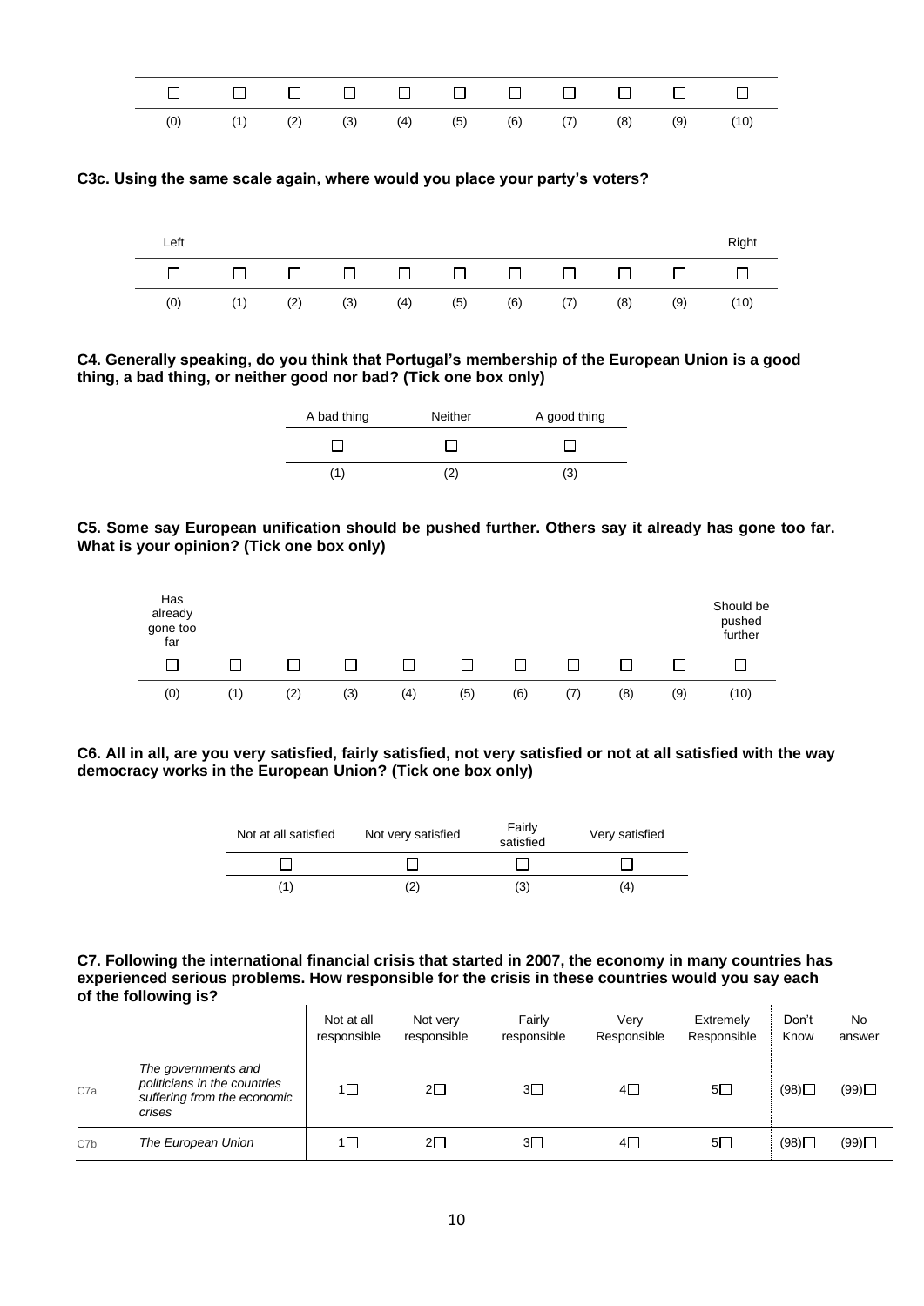| ☐ | ☐ | ☐ | ☐ | ☐ | ☐ | ☐ | ☐ | ☐ | ☐ | ☐ |
|---|---|---|---|---|---|---|---|---|---|---|
| (0) | (1) | (2) | (3) | (4) | (5) | (6) | (7) | (8) | (9) | (10) |

**C3c. Using the same scale again, where would you place your party's voters?**

| Left | | | | | | | | | | Right |
|---|---|---|---|---|---|---|---|---|---|---|
| ☐ | ☐ | ☐ | ☐ | ☐ | ☐ | ☐ | ☐ | ☐ | ☐ | ☐ |
| (0) | (1) | (2) | (3) | (4) | (5) | (6) | (7) | (8) | (9) | (10) |

**C4. Generally speaking, do you think that Portugal's membership of the European Union is a good thing, a bad thing, or neither good nor bad? (Tick one box only)**

| A bad thing | Neither | A good thing |
|---|---|---|
| ☐ | ☐ | ☐ |
| (1) | (2) | (3) |

**C5. Some say European unification should be pushed further. Others say it already has gone too far. What is your opinion? (Tick one box only)**

| Has already gone too far | | | | | | | | | | Should be pushed further |
|---|---|---|---|---|---|---|---|---|---|---|
| ☐ | ☐ | ☐ | ☐ | ☐ | ☐ | ☐ | ☐ | ☐ | ☐ | ☐ |
| (0) | (1) | (2) | (3) | (4) | (5) | (6) | (7) | (8) | (9) | (10) |

**C6. All in all, are you very satisfied, fairly satisfied, not very satisfied or not at all satisfied with the way democracy works in the European Union? (Tick one box only)**

| Not at all satisfied | Not very satisfied | Fairly satisfied | Very satisfied |
|---|---|---|---|
| ☐ | ☐ | ☐ | ☐ |
| (1) | (2) | (3) | (4) |

**C7. Following the international financial crisis that started in 2007, the economy in many countries has experienced serious problems. How responsible for the crisis in these countries would you say each of the following is?**

| | | Not at all responsible | Not very responsible | Fairly responsible | Very Responsible | Extremely Responsible | Don't Know | No answer |
|---|---|---|---|---|---|---|---|---|
| C7a | *The governments and politicians in the countries suffering from the economic crises* | 1☐ | 2☐ | 3☐ | 4☐ | 5☐ | (98)☐ | (99)☐ |
| C7b | *The European Union* | 1☐ | 2☐ | 3☐ | 4☐ | 5☐ | (98)☐ | (99)☐ |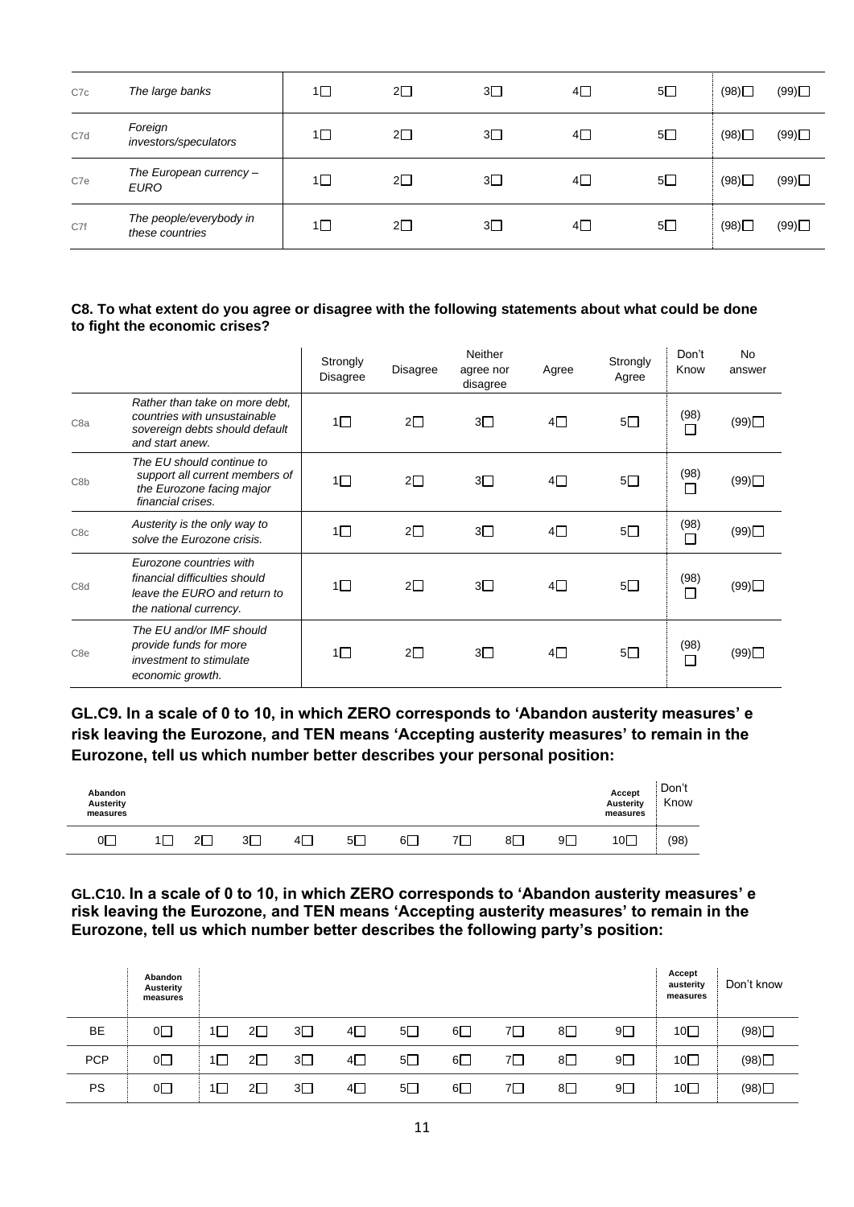| | | | | | | | | |
|---|---|---|---|---|---|---|---|---|
| C7c | *The large banks* | 1☐ | 2☐ | 3☐ | 4☐ | 5☐ | (98)☐ | (99)☐ |
| C7d | *Foreign investors/speculators* | 1☐ | 2☐ | 3☐ | 4☐ | 5☐ | (98)☐ | (99)☐ |
| C7e | *The European currency – EURO* | 1☐ | 2☐ | 3☐ | 4☐ | 5☐ | (98)☐ | (99)☐ |
| C7f | *The people/everybody in these countries* | 1☐ | 2☐ | 3☐ | 4☐ | 5☐ | (98)☐ | (99)☐ |

**C8. To what extent do you agree or disagree with the following statements about what could be done to fight the economic crises?**

| | | Strongly Disagree | Disagree | Neither agree nor disagree | Agree | Strongly Agree | Don't Know | No answer |
|---|---|---|---|---|---|---|---|---|
| C8a | *Rather than take on more debt, countries with unsustainable sovereign debts should default and start anew.* | 1☐ | 2☐ | 3☐ | 4☐ | 5☐ | (98) ☐ | (99)☐ |
| C8b | *The EU should continue to support all current members of the Eurozone facing major financial crises.* | 1☐ | 2☐ | 3☐ | 4☐ | 5☐ | (98) ☐ | (99)☐ |
| C8c | *Austerity is the only way to solve the Eurozone crisis.* | 1☐ | 2☐ | 3☐ | 4☐ | 5☐ | (98) ☐ | (99)☐ |
| C8d | *Eurozone countries with financial difficulties should leave the EURO and return to the national currency.* | 1☐ | 2☐ | 3☐ | 4☐ | 5☐ | (98) ☐ | (99)☐ |
| C8e | *The EU and/or IMF should provide funds for more investment to stimulate economic growth.* | 1☐ | 2☐ | 3☐ | 4☐ | 5☐ | (98) ☐ | (99)☐ |

## GL.C9. In a scale of 0 to 10, in which ZERO corresponds to 'Abandon austerity measures' e risk leaving the Eurozone, and TEN means 'Accepting austerity measures' to remain in the Eurozone, tell us which number better describes your personal position:

| Abandon Austerity measures | | | | | | | | | | Accept Austerity measures | Don't Know |
|---|---|---|---|---|---|---|---|---|---|---|---|
| 0☐ | 1☐ | 2☐ | 3☐ | 4☐ | 5☐ | 6☐ | 7☐ | 8☐ | 9☐ | 10☐ | (98) |

**GL.C10. In a scale of 0 to 10, in which ZERO corresponds to 'Abandon austerity measures' e risk leaving the Eurozone, and TEN means 'Accepting austerity measures' to remain in the Eurozone, tell us which number better describes the following party's position:**

| | Abandon Austerity measures | | | | | | | | | | Accept austerity measures | Don't know |
|---|---|---|---|---|---|---|---|---|---|---|---|---|
| BE | 0☐ | 1☐ | 2☐ | 3☐ | 4☐ | 5☐ | 6☐ | 7☐ | 8☐ | 9☐ | 10☐ | (98)☐ |
| PCP | 0☐ | 1☐ | 2☐ | 3☐ | 4☐ | 5☐ | 6☐ | 7☐ | 8☐ | 9☐ | 10☐ | (98)☐ |
| PS | 0☐ | 1☐ | 2☐ | 3☐ | 4☐ | 5☐ | 6☐ | 7☐ | 8☐ | 9☐ | 10☐ | (98)☐ |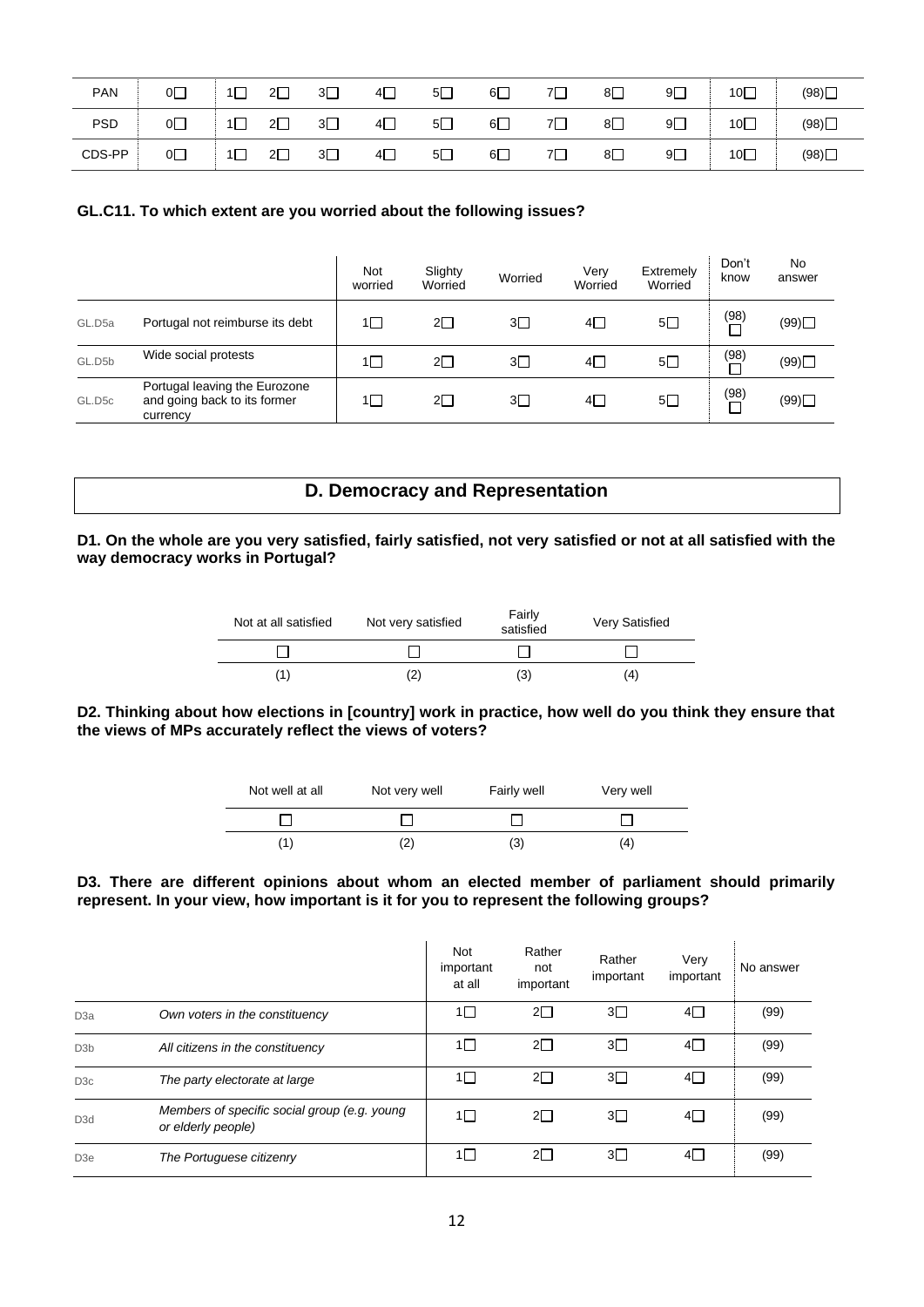| PAN | 0☐ | 1☐ | 2☐ | 3☐ | 4☐ | 5☐ | 6☐ | 7☐ | 8☐ | 9☐ | 10☐ | (98)☐ |
|---|---|---|---|---|---|---|---|---|---|---|---|---|
| PSD | 0☐ | 1☐ | 2☐ | 3☐ | 4☐ | 5☐ | 6☐ | 7☐ | 8☐ | 9☐ | 10☐ | (98)☐ |
| CDS-PP | 0☐ | 1☐ | 2☐ | 3☐ | 4☐ | 5☐ | 6☐ | 7☐ | 8☐ | 9☐ | 10☐ | (98)☐ |

**GL.C11. To which extent are you worried about the following issues?**

| | | Not worried | Slighty Worried | Worried | Very Worried | Extremely Worried | Don't know | No answer |
|---|---|---|---|---|---|---|---|---|
| GL.D5a | Portugal not reimburse its debt | 1☐ | 2☐ | 3☐ | 4☐ | 5☐ | (98) ☐ | (99)☐ |
| GL.D5b | Wide social protests | 1☐ | 2☐ | 3☐ | 4☐ | 5☐ | (98) ☐ | (99)☐ |
| GL.D5c | Portugal leaving the Eurozone and going back to its former currency | 1☐ | 2☐ | 3☐ | 4☐ | 5☐ | (98) ☐ | (99)☐ |

## D. Democracy and Representation

**D1. On the whole are you very satisfied, fairly satisfied, not very satisfied or not at all satisfied with the way democracy works in Portugal?**

| Not at all satisfied | Not very satisfied | Fairly satisfied | Very Satisfied |
|---|---|---|---|
| ☐ | ☐ | ☐ | ☐ |
| (1) | (2) | (3) | (4) |

**D2. Thinking about how elections in [country] work in practice, how well do you think they ensure that the views of MPs accurately reflect the views of voters?**

| Not well at all | Not very well | Fairly well | Very well |
|---|---|---|---|
| ☐ | ☐ | ☐ | ☐ |
| (1) | (2) | (3) | (4) |

**D3. There are different opinions about whom an elected member of parliament should primarily represent. In your view, how important is it for you to represent the following groups?**

| | | Not important at all | Rather not important | Rather important | Very important | No answer |
|---|---|---|---|---|---|---|
| D3a | *Own voters in the constituency* | 1☐ | 2☐ | 3☐ | 4☐ | (99) |
| D3b | *All citizens in the constituency* | 1☐ | 2☐ | 3☐ | 4☐ | (99) |
| D3c | *The party electorate at large* | 1☐ | 2☐ | 3☐ | 4☐ | (99) |
| D3d | *Members of specific social group (e.g. young or elderly people)* | 1☐ | 2☐ | 3☐ | 4☐ | (99) |
| D3e | *The Portuguese citizenry* | 1☐ | 2☐ | 3☐ | 4☐ | (99) |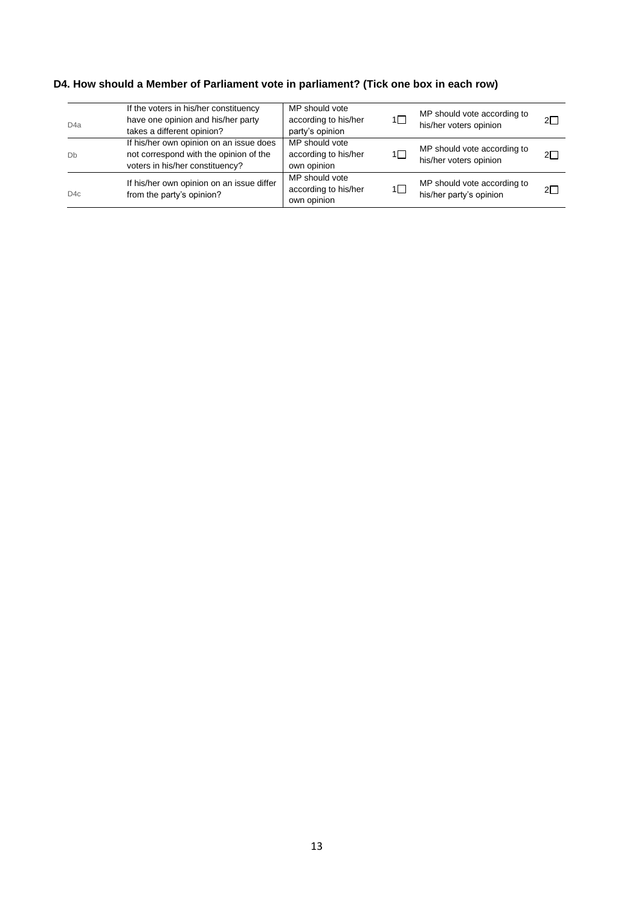**D4. How should a Member of Parliament vote in parliament? (Tick one box in each row)**

| | | | | | |
|---|---|---|---|---|---|
| D4a | If the voters in his/her constituency have one opinion and his/her party takes a different opinion? | MP should vote according to his/her party's opinion | 1☐ | MP should vote according to his/her voters opinion | 2☐ |
| Db | If his/her own opinion on an issue does not correspond with the opinion of the voters in his/her constituency? | MP should vote according to his/her own opinion | 1☐ | MP should vote according to his/her voters opinion | 2☐ |
| D4c | If his/her own opinion on an issue differ from the party's opinion? | MP should vote according to his/her own opinion | 1☐ | MP should vote according to his/her party's opinion | 2☐ |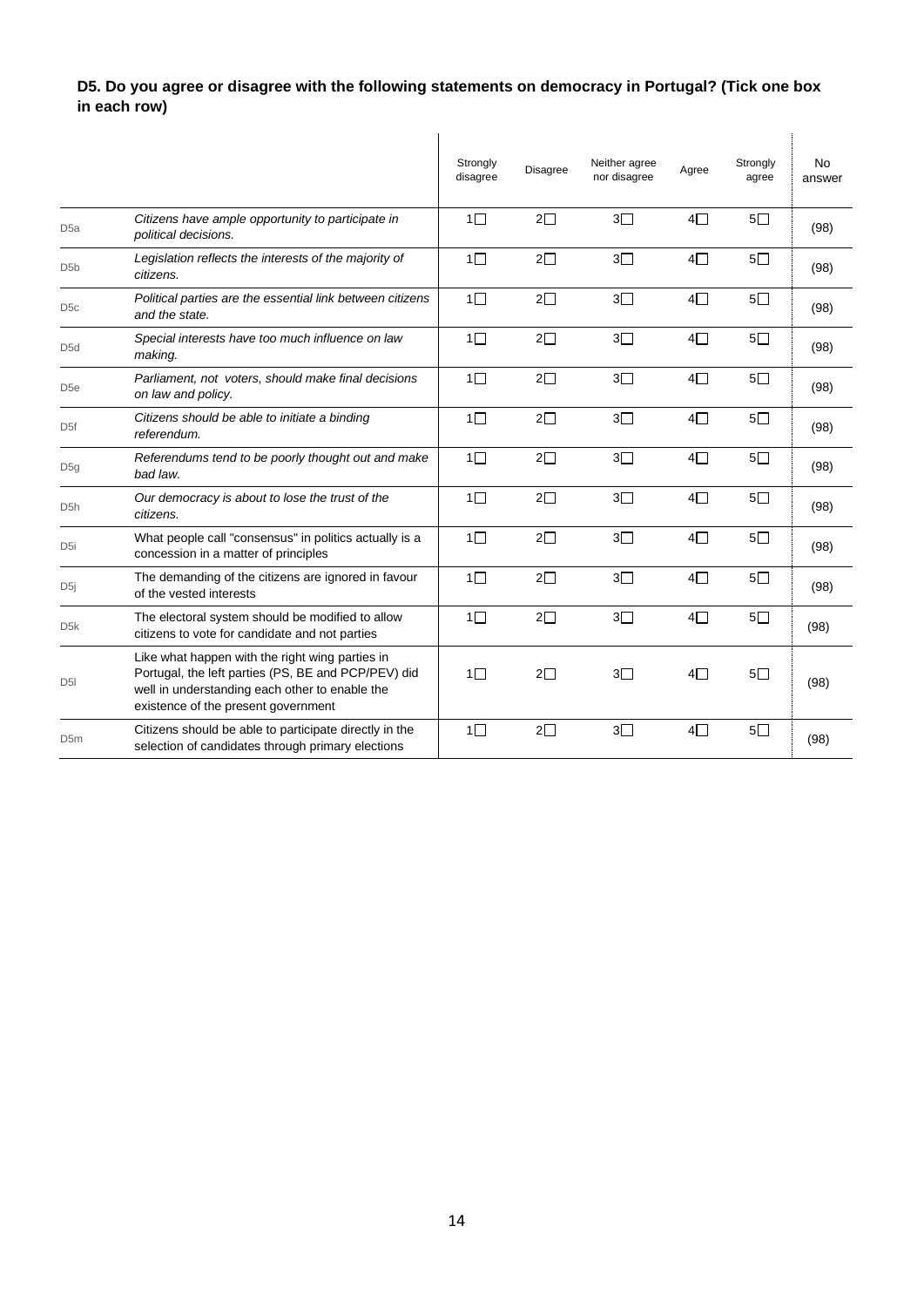**D5. Do you agree or disagree with the following statements on democracy in Portugal? (Tick one box in each row)**

| | | Strongly disagree | Disagree | Neither agree nor disagree | Agree | Strongly agree | No answer |
|---|---|---|---|---|---|---|---|
| D5a | *Citizens have ample opportunity to participate in political decisions.* | 1☐ | 2☐ | 3☐ | 4☐ | 5☐ | (98) |
| D5b | *Legislation reflects the interests of the majority of citizens.* | 1☐ | 2☐ | 3☐ | 4☐ | 5☐ | (98) |
| D5c | *Political parties are the essential link between citizens and the state.* | 1☐ | 2☐ | 3☐ | 4☐ | 5☐ | (98) |
| D5d | *Special interests have too much influence on law making.* | 1☐ | 2☐ | 3☐ | 4☐ | 5☐ | (98) |
| D5e | *Parliament, not voters, should make final decisions on law and policy.* | 1☐ | 2☐ | 3☐ | 4☐ | 5☐ | (98) |
| D5f | *Citizens should be able to initiate a binding referendum.* | 1☐ | 2☐ | 3☐ | 4☐ | 5☐ | (98) |
| D5g | *Referendums tend to be poorly thought out and make bad law.* | 1☐ | 2☐ | 3☐ | 4☐ | 5☐ | (98) |
| D5h | *Our democracy is about to lose the trust of the citizens.* | 1☐ | 2☐ | 3☐ | 4☐ | 5☐ | (98) |
| D5i | What people call "consensus" in politics actually is a concession in a matter of principles | 1☐ | 2☐ | 3☐ | 4☐ | 5☐ | (98) |
| D5j | The demanding of the citizens are ignored in favour of the vested interests | 1☐ | 2☐ | 3☐ | 4☐ | 5☐ | (98) |
| D5k | The electoral system should be modified to allow citizens to vote for candidate and not parties | 1☐ | 2☐ | 3☐ | 4☐ | 5☐ | (98) |
| D5l | Like what happen with the right wing parties in Portugal, the left parties (PS, BE and PCP/PEV) did well in understanding each other to enable the existence of the present government | 1☐ | 2☐ | 3☐ | 4☐ | 5☐ | (98) |
| D5m | Citizens should be able to participate directly in the selection of candidates through primary elections | 1☐ | 2☐ | 3☐ | 4☐ | 5☐ | (98) |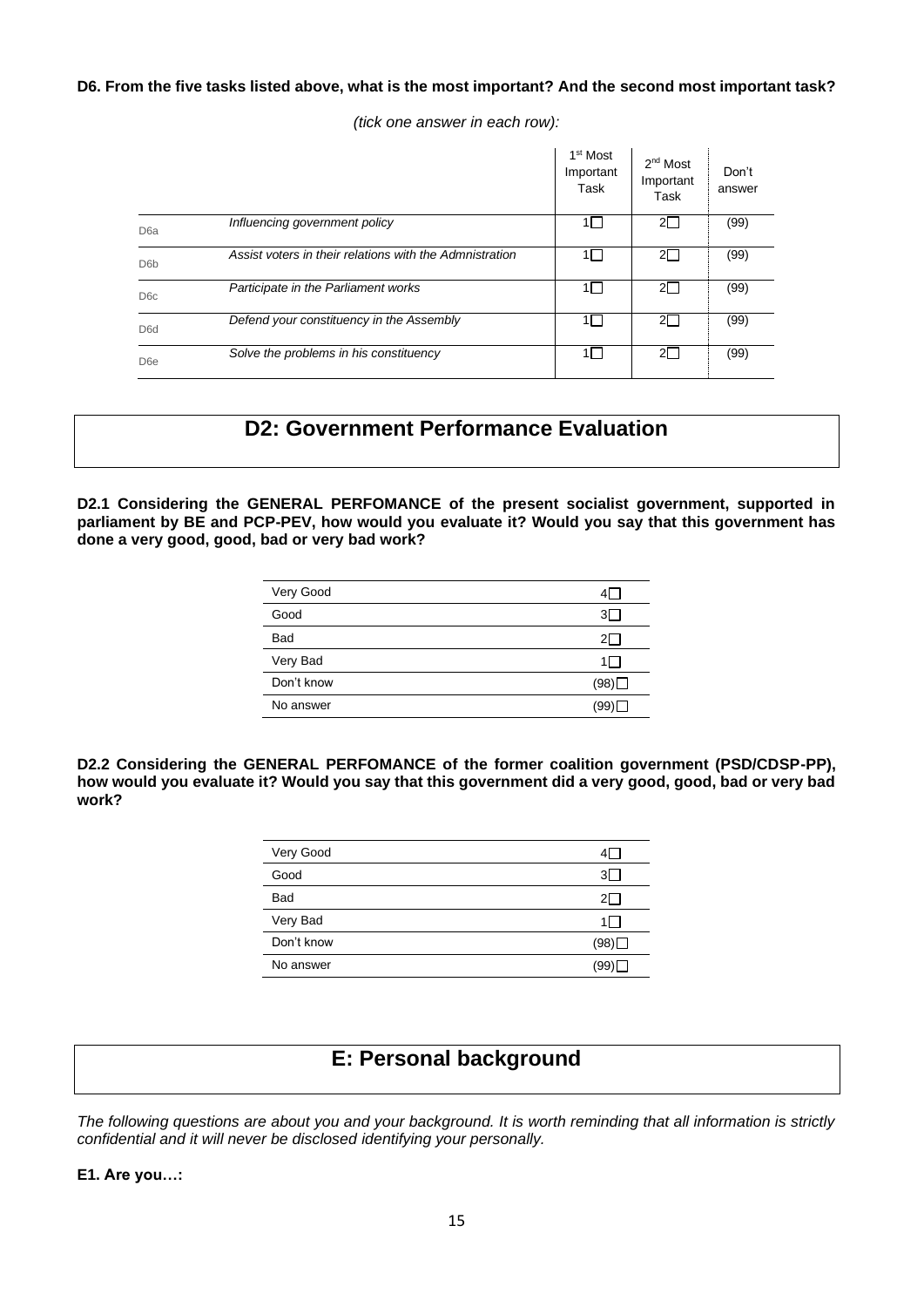**D6. From the five tasks listed above, what is the most important? And the second most important task?**

*(tick one answer in each row):*

| | | 1st Most Important Task | 2nd Most Important Task | Don't answer |
|---|---|---|---|---|
| D6a | *Influencing government policy* | 1☐ | 2☐ | (99) |
| D6b | *Assist voters in their relations with the Admnistration* | 1☐ | 2☐ | (99) |
| D6c | *Participate in the Parliament works* | 1☐ | 2☐ | (99) |
| D6d | *Defend your constituency in the Assembly* | 1☐ | 2☐ | (99) |
| D6e | *Solve the problems in his constituency* | 1☐ | 2☐ | (99) |

## D2: Government Performance Evaluation

**D2.1 Considering the GENERAL PERFOMANCE of the present socialist government, supported in parliament by BE and PCP-PEV, how would you evaluate it? Would you say that this government has done a very good, good, bad or very bad work?**

| | |
|---|---|
| Very Good | 4☐ |
| Good | 3☐ |
| Bad | 2☐ |
| Very Bad | 1☐ |
| Don't know | (98)☐ |
| No answer | (99)☐ |

**D2.2 Considering the GENERAL PERFOMANCE of the former coalition government (PSD/CDSP-PP), how would you evaluate it? Would you say that this government did a very good, good, bad or very bad work?**

| | |
|---|---|
| Very Good | 4☐ |
| Good | 3☐ |
| Bad | 2☐ |
| Very Bad | 1☐ |
| Don't know | (98)☐ |
| No answer | (99)☐ |

## E: Personal background

*The following questions are about you and your background. It is worth reminding that all information is strictly confidential and it will never be disclosed identifying your personally.*

**E1. Are you…:**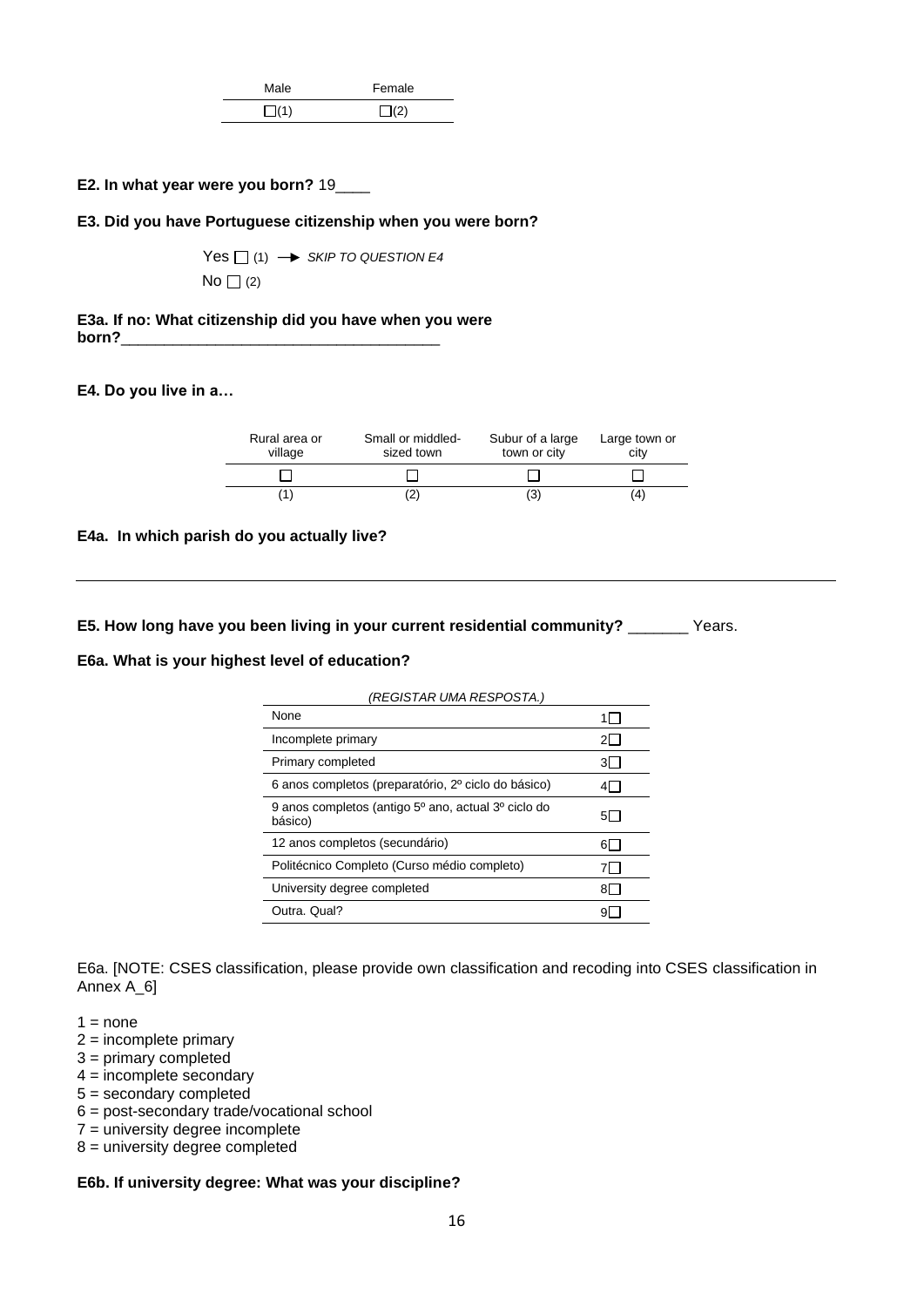| Male | Female |
|---|---|
| ☐(1) | ☐(2) |

**E2. In what year were you born?** 19____

**E3. Did you have Portuguese citizenship when you were born?**

Yes ☐ (1) → *SKIP TO QUESTION E4*

No ☐ (2)

**E3a. If no: What citizenship did you have when you were born?**____________________________________

**E4. Do you live in a…**

| Rural area or village | Small or middled-sized town | Subur of a large town or city | Large town or city |
|---|---|---|---|
| ☐ | ☐ | ☐ | ☐ |
| (1) | (2) | (3) | (4) |

**E4a. In which parish do you actually live?**

---

**E5. How long have you been living in your current residential community?** _______ Years.

**E6a. What is your highest level of education?**

| *(REGISTAR UMA RESPOSTA.)* | |
|---|---|
| None | 1☐ |
| Incomplete primary | 2☐ |
| Primary completed | 3☐ |
| 6 anos completos (preparatório, 2º ciclo do básico) | 4☐ |
| 9 anos completos (antigo 5º ano, actual 3º ciclo do básico) | 5☐ |
| 12 anos completos (secundário) | 6☐ |
| Politécnico Completo (Curso médio completo) | 7☐ |
| University degree completed | 8☐ |
| Outra. Qual? | 9☐ |

E6a. [NOTE: CSES classification, please provide own classification and recoding into CSES classification in Annex A_6]

1 = none
2 = incomplete primary
3 = primary completed
4 = incomplete secondary
5 = secondary completed
6 = post-secondary trade/vocational school
7 = university degree incomplete
8 = university degree completed

**E6b. If university degree: What was your discipline?**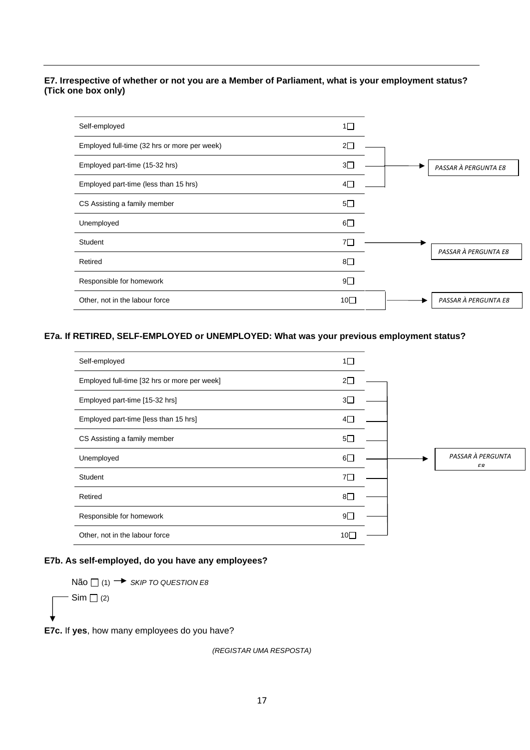**E7. Irrespective of whether or not you are a Member of Parliament, what is your employment status? (Tick one box only)**

| | | |
|---|---|---|
| Self-employed | 1☐ | |
| Employed full-time (32 hrs or more per week) | 2☐ | |
| Employed part-time (15-32 hrs) | 3☐ | → *PASSAR À PERGUNTA E8* |
| Employed part-time (less than 15 hrs) | 4☐ | |
| CS Assisting a family member | 5☐ | |
| Unemployed | 6☐ | |
| Student | 7☐ | → *PASSAR À PERGUNTA E8* |
| Retired | 8☐ | |
| Responsible for homework | 9☐ | |
| Other, not in the labour force | 10☐ | → *PASSAR À PERGUNTA E8* |

**E7a. If RETIRED, SELF-EMPLOYED or UNEMPLOYED: What was your previous employment status?**

| | | |
|---|---|---|
| Self-employed | 1☐ | |
| Employed full-time [32 hrs or more per week] | 2☐ | |
| Employed part-time [15-32 hrs] | 3☐ | |
| Employed part-time [less than 15 hrs] | 4☐ | |
| CS Assisting a family member | 5☐ | |
| Unemployed | 6☐ | → *PASSAR À PERGUNTA E8* |
| Student | 7☐ | |
| Retired | 8☐ | |
| Responsible for homework | 9☐ | |
| Other, not in the labour force | 10☐ | |

**E7b. As self-employed, do you have any employees?**

Não ☐ (1) → *SKIP TO QUESTION E8*

Sim ☐ (2)

**E7c.** If **yes**, how many employees do you have?

*(REGISTAR UMA RESPOSTA)*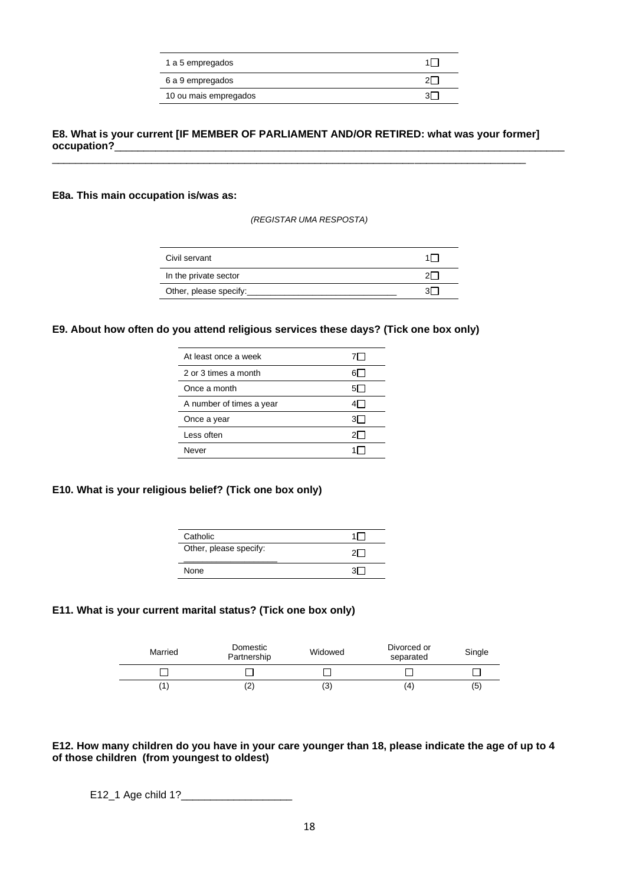| | |
|---|---|
| 1 a 5 empregados | 1☐ |
| 6 a 9 empregados | 2☐ |
| 10 ou mais empregados | 3☐ |

**E8. What is your current [IF MEMBER OF PARLIAMENT AND/OR RETIRED: what was your former] occupation?**\_\_\_\_\_\_\_\_\_\_\_\_\_\_\_\_\_\_\_\_\_\_\_\_\_\_\_\_\_\_\_\_\_\_\_\_\_\_\_\_\_\_\_\_\_\_\_\_\_\_\_\_\_\_\_\_\_\_\_\_\_\_\_\_\_\_\_\_\_\_\_\_\_\_
\_\_\_\_\_\_\_\_\_\_\_\_\_\_\_\_\_\_\_\_\_\_\_\_\_\_\_\_\_\_\_\_\_\_\_\_\_\_\_\_\_\_\_\_\_\_\_\_\_\_\_\_\_\_\_\_\_\_\_\_\_\_\_\_\_\_\_\_\_\_\_\_\_\_\_\_\_\_

**E8a. This main occupation is/was as:**

*(REGISTAR UMA RESPOSTA)*

| | |
|---|---|
| Civil servant | 1☐ |
| In the private sector | 2☐ |
| Other, please specify:\_\_\_\_\_\_\_\_\_\_\_\_\_\_\_\_\_\_\_\_\_\_\_\_\_\_\_\_\_\_ | 3☐ |

**E9. About how often do you attend religious services these days? (Tick one box only)**

| | |
|---|---|
| At least once a week | 7☐ |
| 2 or 3 times a month | 6☐ |
| Once a month | 5☐ |
| A number of times a year | 4☐ |
| Once a year | 3☐ |
| Less often | 2☐ |
| Never | 1☐ |

**E10. What is your religious belief? (Tick one box only)**

| | |
|---|---|
| Catholic | 1☐ |
| Other, please specify: \_\_\_\_\_\_\_\_\_\_\_\_\_\_\_\_\_\_\_\_ | 2☐ |
| None | 3☐ |

**E11. What is your current marital status? (Tick one box only)**

| Married | Domestic Partnership | Widowed | Divorced or separated | Single |
|---|---|---|---|---|
| ☐ | ☐ | ☐ | ☐ | ☐ |
| (1) | (2) | (3) | (4) | (5) |

**E12. How many children do you have in your care younger than 18, please indicate the age of up to 4 of those children (from youngest to oldest)**

E12_1 Age child 1?\_\_\_\_\_\_\_\_\_\_\_\_\_\_\_\_\_\_\_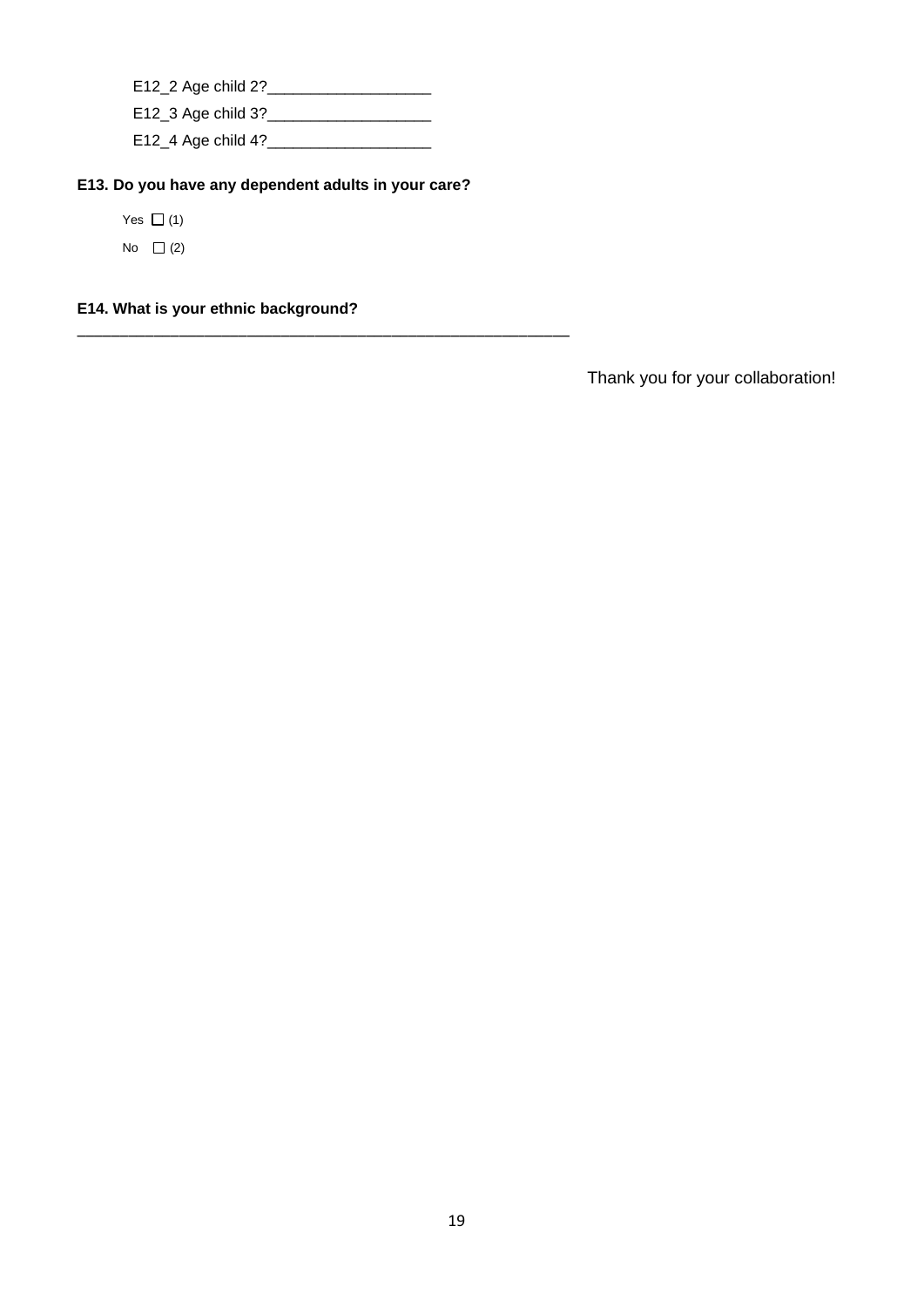E12_2 Age child 2?___________________

E12_3 Age child 3?___________________

E12_4 Age child 4?___________________

**E13. Do you have any dependent adults in your care?**

Yes ☐ (1)

No ☐ (2)

**E14. What is your ethnic background?**

___________________________________________________________

Thank you for your collaboration!